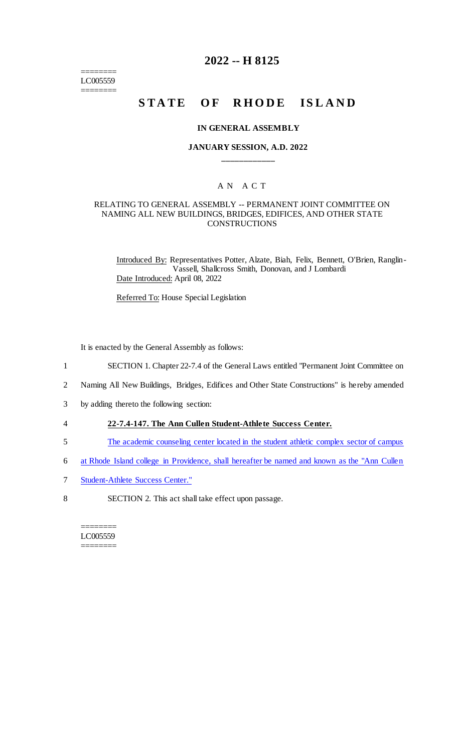========
LC005559
========

# 2022 -- H 8125

## STATE OF RHODE ISLAND

### IN GENERAL ASSEMBLY

### JANUARY SESSION, A.D. 2022

____________

A N A C T

RELATING TO GENERAL ASSEMBLY -- PERMANENT JOINT COMMITTEE ON NAMING ALL NEW BUILDINGS, BRIDGES, EDIFICES, AND OTHER STATE CONSTRUCTIONS

Introduced By: Representatives Potter, Alzate, Biah, Felix, Bennett, O'Brien, Ranglin-Vassell, Shallcross Smith, Donovan, and J Lombardi

Date Introduced: April 08, 2022

Referred To: House Special Legislation

It is enacted by the General Assembly as follows:

1 SECTION 1. Chapter 22-7.4 of the General Laws entitled "Permanent Joint Committee on
2 Naming All New Buildings, Bridges, Edifices and Other State Constructions" is hereby amended
3 by adding thereto the following section:

4 **22-7.4-147. The Ann Cullen Student-Athlete Success Center.**

5 The academic counseling center located in the student athletic complex sector of campus
6 at Rhode Island college in Providence, shall hereafter be named and known as the "Ann Cullen
7 Student-Athlete Success Center."

8 SECTION 2. This act shall take effect upon passage.

========
LC005559
========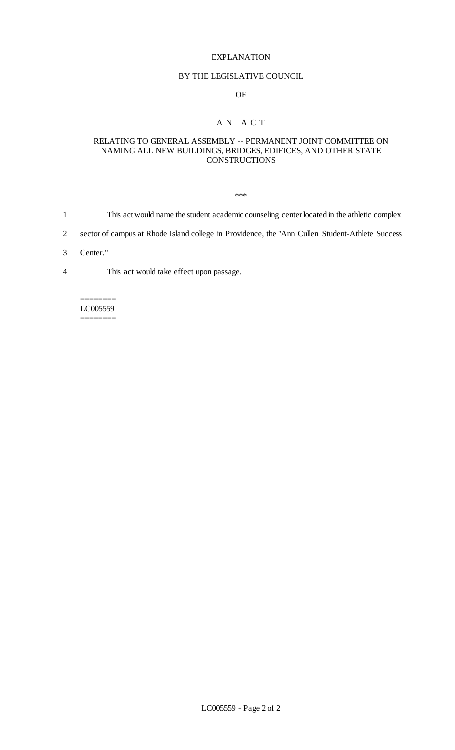EXPLANATION

BY THE LEGISLATIVE COUNCIL

OF

# A N A C T

RELATING TO GENERAL ASSEMBLY -- PERMANENT JOINT COMMITTEE ON NAMING ALL NEW BUILDINGS, BRIDGES, EDIFICES, AND OTHER STATE CONSTRUCTIONS

\*\*\*

1 This act would name the student academic counseling center located in the athletic complex

2 sector of campus at Rhode Island college in Providence, the "Ann Cullen Student-Athlete Success

3 Center."

4 This act would take effect upon passage.

========
LC005559
========